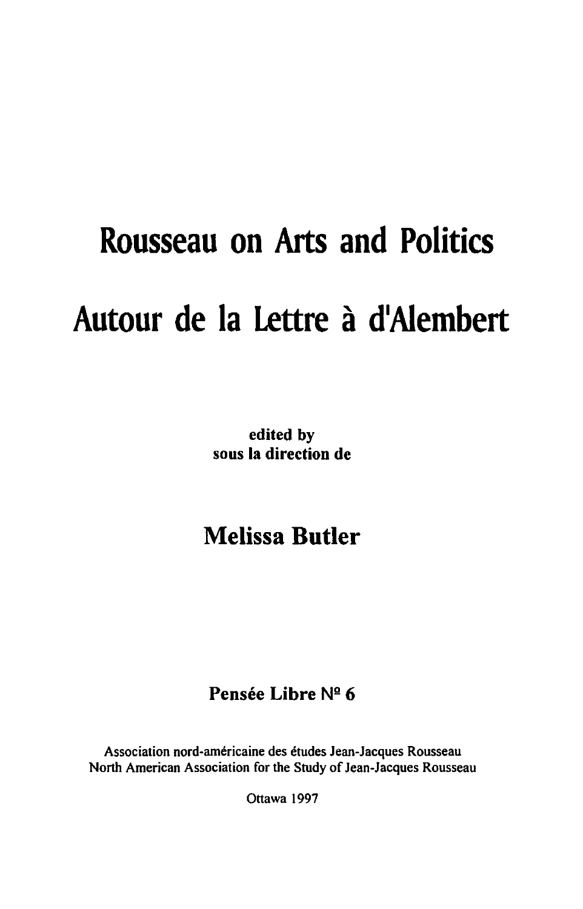# Rousseau on Arts and Politics

# Autour de la Lettre à d'Alembert

**edited by**
**sous la direction de**

## Melissa Butler

**Pensée Libre Nº 6**

Association nord-américaine des études Jean-Jacques Rousseau
North American Association for the Study of Jean-Jacques Rousseau

Ottawa 1997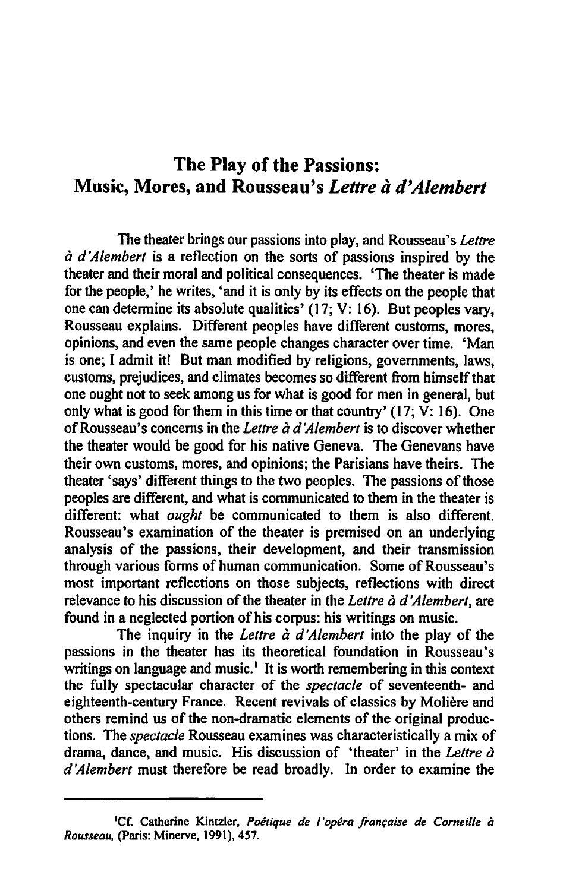# The Play of the Passions: Music, Mores, and Rousseau's *Lettre à d'Alembert*

The theater brings our passions into play, and Rousseau's *Lettre à d'Alembert* is a reflection on the sorts of passions inspired by the theater and their moral and political consequences. 'The theater is made for the people,' he writes, 'and it is only by its effects on the people that one can determine its absolute qualities' (17; V: 16). But peoples vary, Rousseau explains. Different peoples have different customs, mores, opinions, and even the same people changes character over time. 'Man is one; I admit it! But man modified by religions, governments, laws, customs, prejudices, and climates becomes so different from himself that one ought not to seek among us for what is good for men in general, but only what is good for them in this time or that country' (17; V: 16). One of Rousseau's concerns in the *Lettre à d'Alembert* is to discover whether the theater would be good for his native Geneva. The Genevans have their own customs, mores, and opinions; the Parisians have theirs. The theater 'says' different things to the two peoples. The passions of those peoples are different, and what is communicated to them in the theater is different: what *ought* be communicated to them is also different. Rousseau's examination of the theater is premised on an underlying analysis of the passions, their development, and their transmission through various forms of human communication. Some of Rousseau's most important reflections on those subjects, reflections with direct relevance to his discussion of the theater in the *Lettre à d'Alembert*, are found in a neglected portion of his corpus: his writings on music.

The inquiry in the *Lettre à d'Alembert* into the play of the passions in the theater has its theoretical foundation in Rousseau's writings on language and music.[1] It is worth remembering in this context the fully spectacular character of the *spectacle* of seventeenth- and eighteenth-century France. Recent revivals of classics by Molière and others remind us of the non-dramatic elements of the original productions. The *spectacle* Rousseau examines was characteristically a mix of drama, dance, and music. His discussion of 'theater' in the *Lettre à d'Alembert* must therefore be read broadly. In order to examine the

---

[1] Cf. Catherine Kintzler, *Poétique de l'opéra française de Corneille à Rousseau*, (Paris: Minerve, 1991), 457.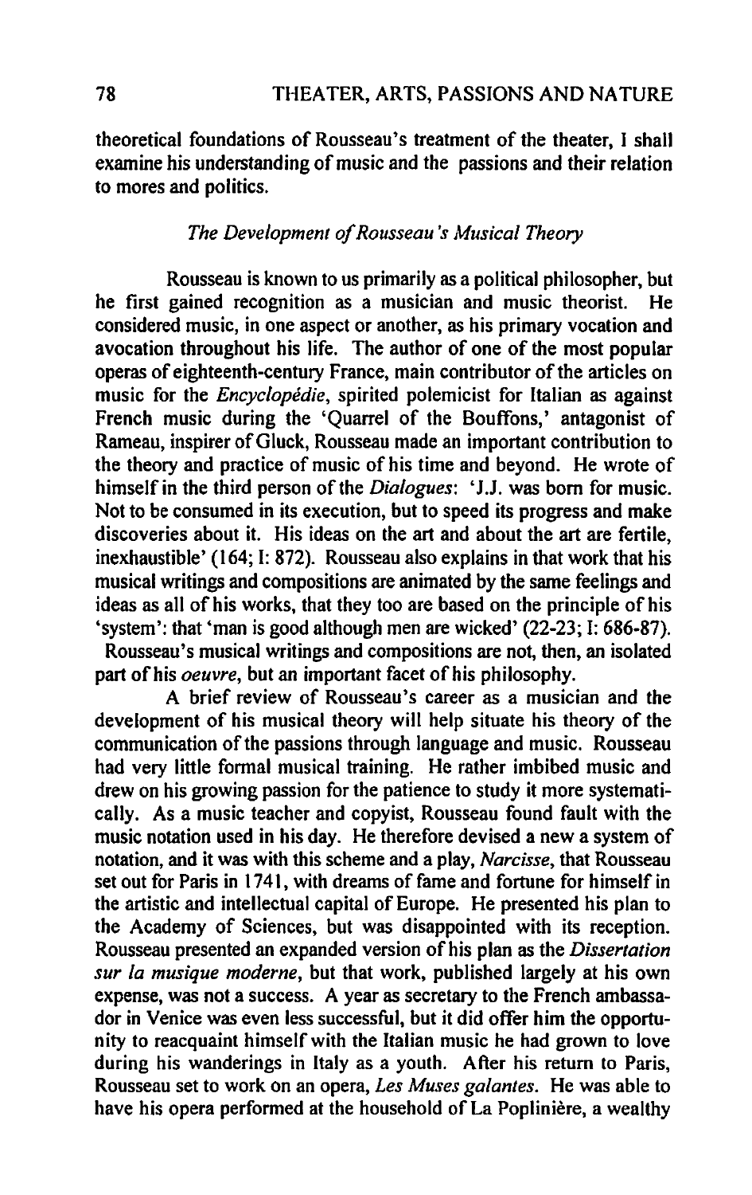theoretical foundations of Rousseau's treatment of the theater, I shall examine his understanding of music and the passions and their relation to mores and politics.

### *The Development of Rousseau's Musical Theory*

Rousseau is known to us primarily as a political philosopher, but he first gained recognition as a musician and music theorist. He considered music, in one aspect or another, as his primary vocation and avocation throughout his life. The author of one of the most popular operas of eighteenth-century France, main contributor of the articles on music for the *Encyclopédie*, spirited polemicist for Italian as against French music during the 'Quarrel of the Bouffons,' antagonist of Rameau, inspirer of Gluck, Rousseau made an important contribution to the theory and practice of music of his time and beyond. He wrote of himself in the third person of the *Dialogues*: 'J.J. was born for music. Not to be consumed in its execution, but to speed its progress and make discoveries about it. His ideas on the art and about the art are fertile, inexhaustible' (164; I: 872). Rousseau also explains in that work that his musical writings and compositions are animated by the same feelings and ideas as all of his works, that they too are based on the principle of his 'system': that 'man is good although men are wicked' (22-23; I: 686-87). Rousseau's musical writings and compositions are not, then, an isolated part of his *oeuvre*, but an important facet of his philosophy.

A brief review of Rousseau's career as a musician and the development of his musical theory will help situate his theory of the communication of the passions through language and music. Rousseau had very little formal musical training. He rather imbibed music and drew on his growing passion for the patience to study it more systematically. As a music teacher and copyist, Rousseau found fault with the music notation used in his day. He therefore devised a new a system of notation, and it was with this scheme and a play, *Narcisse*, that Rousseau set out for Paris in 1741, with dreams of fame and fortune for himself in the artistic and intellectual capital of Europe. He presented his plan to the Academy of Sciences, but was disappointed with its reception. Rousseau presented an expanded version of his plan as the *Dissertation sur la musique moderne*, but that work, published largely at his own expense, was not a success. A year as secretary to the French ambassador in Venice was even less successful, but it did offer him the opportunity to reacquaint himself with the Italian music he had grown to love during his wanderings in Italy as a youth. After his return to Paris, Rousseau set to work on an opera, *Les Muses galantes*. He was able to have his opera performed at the household of La Poplinière, a wealthy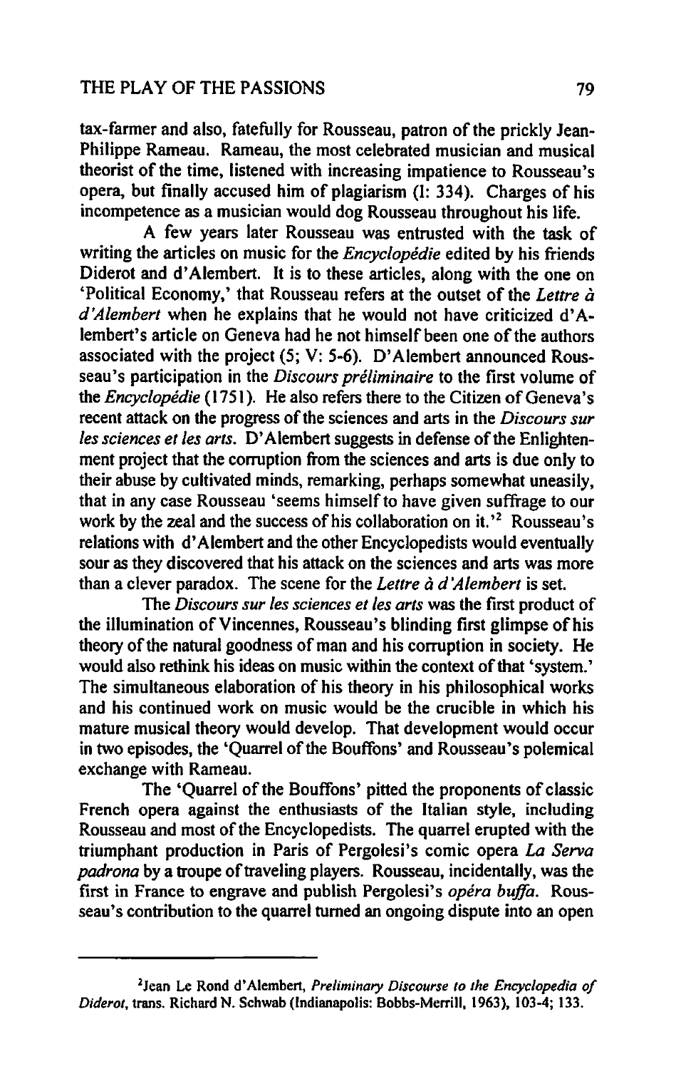tax-farmer and also, fatefully for Rousseau, patron of the prickly Jean-Philippe Rameau. Rameau, the most celebrated musician and musical theorist of the time, listened with increasing impatience to Rousseau's opera, but finally accused him of plagiarism (I: 334). Charges of his incompetence as a musician would dog Rousseau throughout his life.

A few years later Rousseau was entrusted with the task of writing the articles on music for the *Encyclopédie* edited by his friends Diderot and d'Alembert. It is to these articles, along with the one on 'Political Economy,' that Rousseau refers at the outset of the *Lettre à d'Alembert* when he explains that he would not have criticized d'Alembert's article on Geneva had he not himself been one of the authors associated with the project (5; V: 5-6). D'Alembert announced Rousseau's participation in the *Discours préliminaire* to the first volume of the *Encyclopédie* (1751). He also refers there to the Citizen of Geneva's recent attack on the progress of the sciences and arts in the *Discours sur les sciences et les arts*. D'Alembert suggests in defense of the Enlightenment project that the corruption from the sciences and arts is due only to their abuse by cultivated minds, remarking, perhaps somewhat uneasily, that in any case Rousseau 'seems himself to have given suffrage to our work by the zeal and the success of his collaboration on it.'[2] Rousseau's relations with d'Alembert and the other Encyclopedists would eventually sour as they discovered that his attack on the sciences and arts was more than a clever paradox. The scene for the *Lettre à d'Alembert* is set.

The *Discours sur les sciences et les arts* was the first product of the illumination of Vincennes, Rousseau's blinding first glimpse of his theory of the natural goodness of man and his corruption in society. He would also rethink his ideas on music within the context of that 'system.' The simultaneous elaboration of his theory in his philosophical works and his continued work on music would be the crucible in which his mature musical theory would develop. That development would occur in two episodes, the 'Quarrel of the Bouffons' and Rousseau's polemical exchange with Rameau.

The 'Quarrel of the Bouffons' pitted the proponents of classic French opera against the enthusiasts of the Italian style, including Rousseau and most of the Encyclopedists. The quarrel erupted with the triumphant production in Paris of Pergolesi's comic opera *La Serva padrona* by a troupe of traveling players. Rousseau, incidentally, was the first in France to engrave and publish Pergolesi's *opéra buffa*. Rousseau's contribution to the quarrel turned an ongoing dispute into an open

---

[2]Jean Le Rond d'Alembert, *Preliminary Discourse to the Encyclopedia of Diderot*, trans. Richard N. Schwab (Indianapolis: Bobbs-Merrill, 1963), 103-4; 133.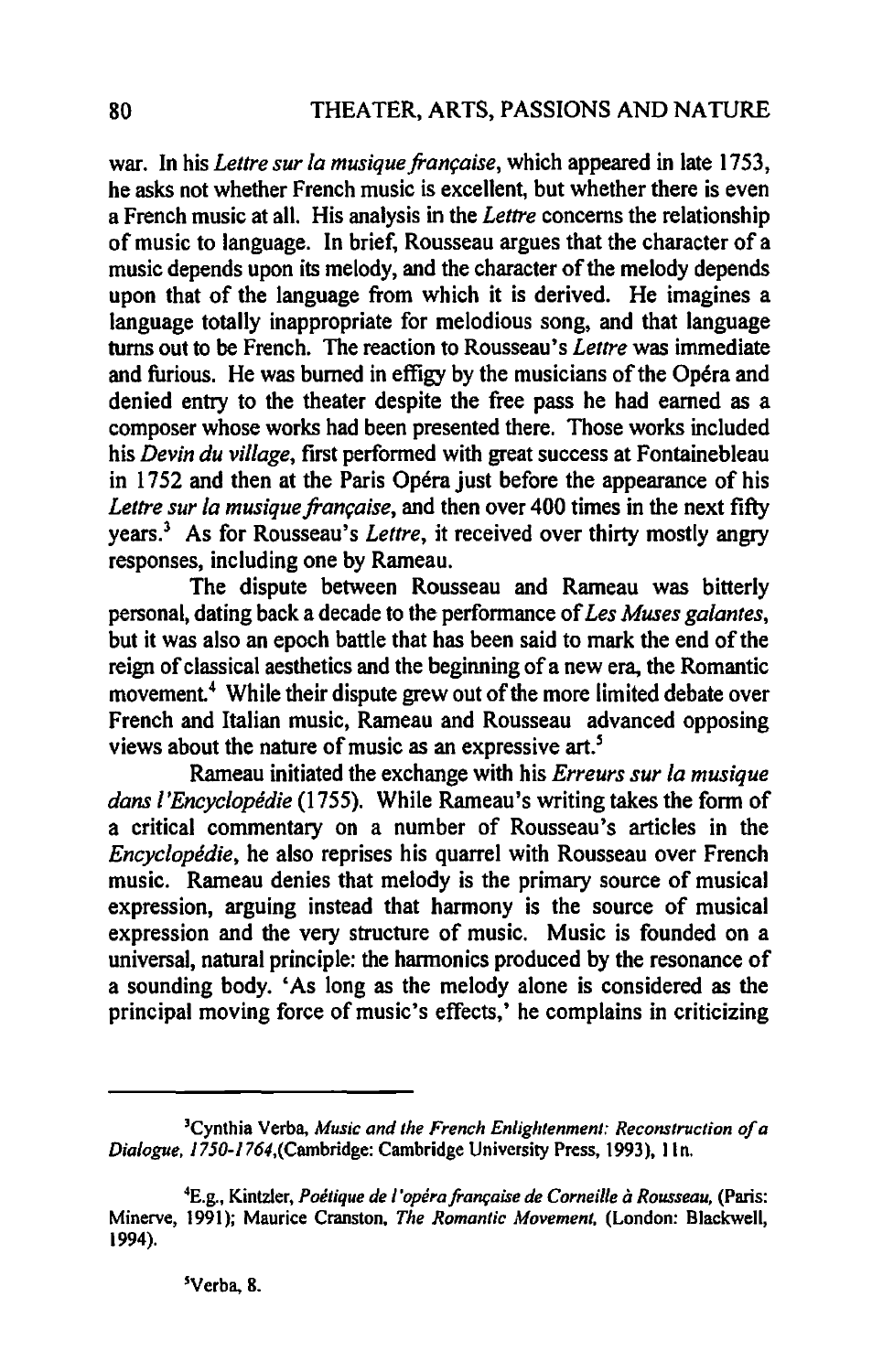war. In his *Lettre sur la musique française*, which appeared in late 1753, he asks not whether French music is excellent, but whether there is even a French music at all. His analysis in the *Lettre* concerns the relationship of music to language. In brief, Rousseau argues that the character of a music depends upon its melody, and the character of the melody depends upon that of the language from which it is derived. He imagines a language totally inappropriate for melodious song, and that language turns out to be French. The reaction to Rousseau's *Lettre* was immediate and furious. He was burned in effigy by the musicians of the Opéra and denied entry to the theater despite the free pass he had earned as a composer whose works had been presented there. Those works included his *Devin du village*, first performed with great success at Fontainebleau in 1752 and then at the Paris Opéra just before the appearance of his *Lettre sur la musique française*, and then over 400 times in the next fifty years.[3] As for Rousseau's *Lettre*, it received over thirty mostly angry responses, including one by Rameau.

The dispute between Rousseau and Rameau was bitterly personal, dating back a decade to the performance of *Les Muses galantes*, but it was also an epoch battle that has been said to mark the end of the reign of classical aesthetics and the beginning of a new era, the Romantic movement.[4] While their dispute grew out of the more limited debate over French and Italian music, Rameau and Rousseau advanced opposing views about the nature of music as an expressive art.[5]

Rameau initiated the exchange with his *Erreurs sur la musique dans l'Encyclopédie* (1755). While Rameau's writing takes the form of a critical commentary on a number of Rousseau's articles in the *Encyclopédie*, he also reprises his quarrel with Rousseau over French music. Rameau denies that melody is the primary source of musical expression, arguing instead that harmony is the source of musical expression and the very structure of music. Music is founded on a universal, natural principle: the harmonics produced by the resonance of a sounding body. 'As long as the melody alone is considered as the principal moving force of music's effects,' he complains in criticizing

---

[3] Cynthia Verba, *Music and the French Enlightenment: Reconstruction of a Dialogue, 1750-1764*,(Cambridge: Cambridge University Press, 1993), 11n.

[4] E.g., Kintzler, *Poétique de l'opéra française de Corneille à Rousseau*, (Paris: Minerve, 1991); Maurice Cranston, *The Romantic Movement*, (London: Blackwell, 1994).

[5] Verba, 8.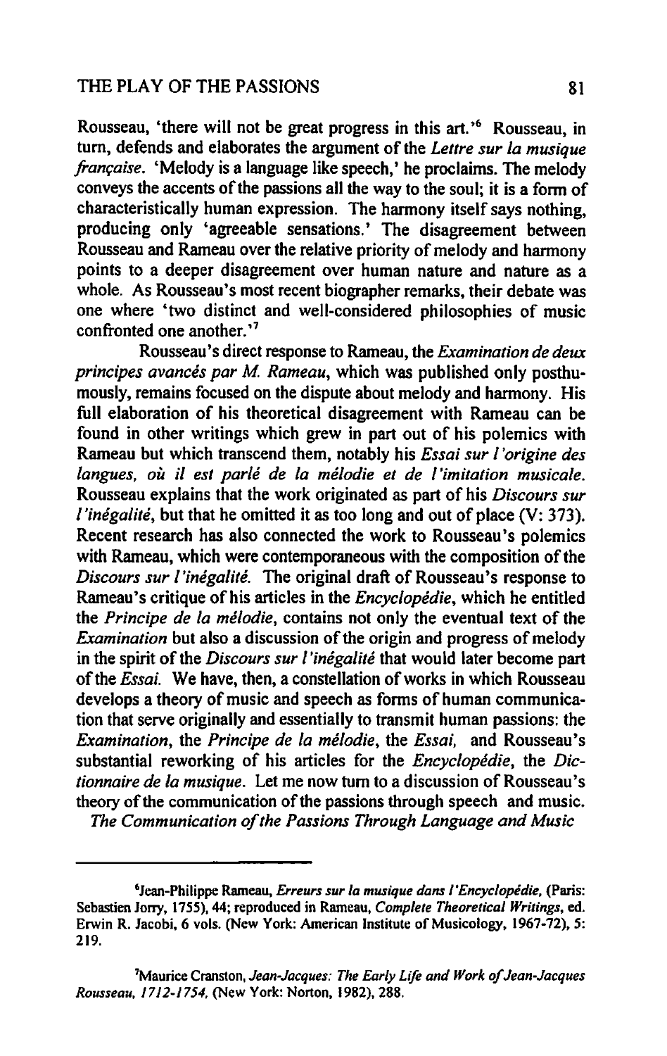Rousseau, 'there will not be great progress in this art.'[6] Rousseau, in turn, defends and elaborates the argument of the *Lettre sur la musique française*. 'Melody is a language like speech,' he proclaims. The melody conveys the accents of the passions all the way to the soul; it is a form of characteristically human expression. The harmony itself says nothing, producing only 'agreeable sensations.' The disagreement between Rousseau and Rameau over the relative priority of melody and harmony points to a deeper disagreement over human nature and nature as a whole. As Rousseau's most recent biographer remarks, their debate was one where 'two distinct and well-considered philosophies of music confronted one another.'[7]

Rousseau's direct response to Rameau, the *Examination de deux principes avancés par M. Rameau*, which was published only posthumously, remains focused on the dispute about melody and harmony. His full elaboration of his theoretical disagreement with Rameau can be found in other writings which grew in part out of his polemics with Rameau but which transcend them, notably his *Essai sur l'origine des langues, où il est parlé de la mélodie et de l'imitation musicale*. Rousseau explains that the work originated as part of his *Discours sur l'inégalité*, but that he omitted it as too long and out of place (V: 373). Recent research has also connected the work to Rousseau's polemics with Rameau, which were contemporaneous with the composition of the *Discours sur l'inégalité*. The original draft of Rousseau's response to Rameau's critique of his articles in the *Encyclopédie*, which he entitled the *Principe de la mélodie*, contains not only the eventual text of the *Examination* but also a discussion of the origin and progress of melody in the spirit of the *Discours sur l'inégalité* that would later become part of the *Essai*. We have, then, a constellation of works in which Rousseau develops a theory of music and speech as forms of human communication that serve originally and essentially to transmit human passions: the *Examination*, the *Principe de la mélodie*, the *Essai*, and Rousseau's substantial reworking of his articles for the *Encyclopédie*, the *Dictionnaire de la musique*. Let me now turn to a discussion of Rousseau's theory of the communication of the passions through speech and music.

## *The Communication of the Passions Through Language and Music*

---

[6] Jean-Philippe Rameau, *Erreurs sur la musique dans l'Encyclopédie*, (Paris: Sebastien Jorry, 1755), 44; reproduced in Rameau, *Complete Theoretical Writings*, ed. Erwin R. Jacobi, 6 vols. (New York: American Institute of Musicology, 1967-72), 5: 219.

[7] Maurice Cranston, *Jean-Jacques: The Early Life and Work of Jean-Jacques Rousseau, 1712-1754*, (New York: Norton, 1982), 288.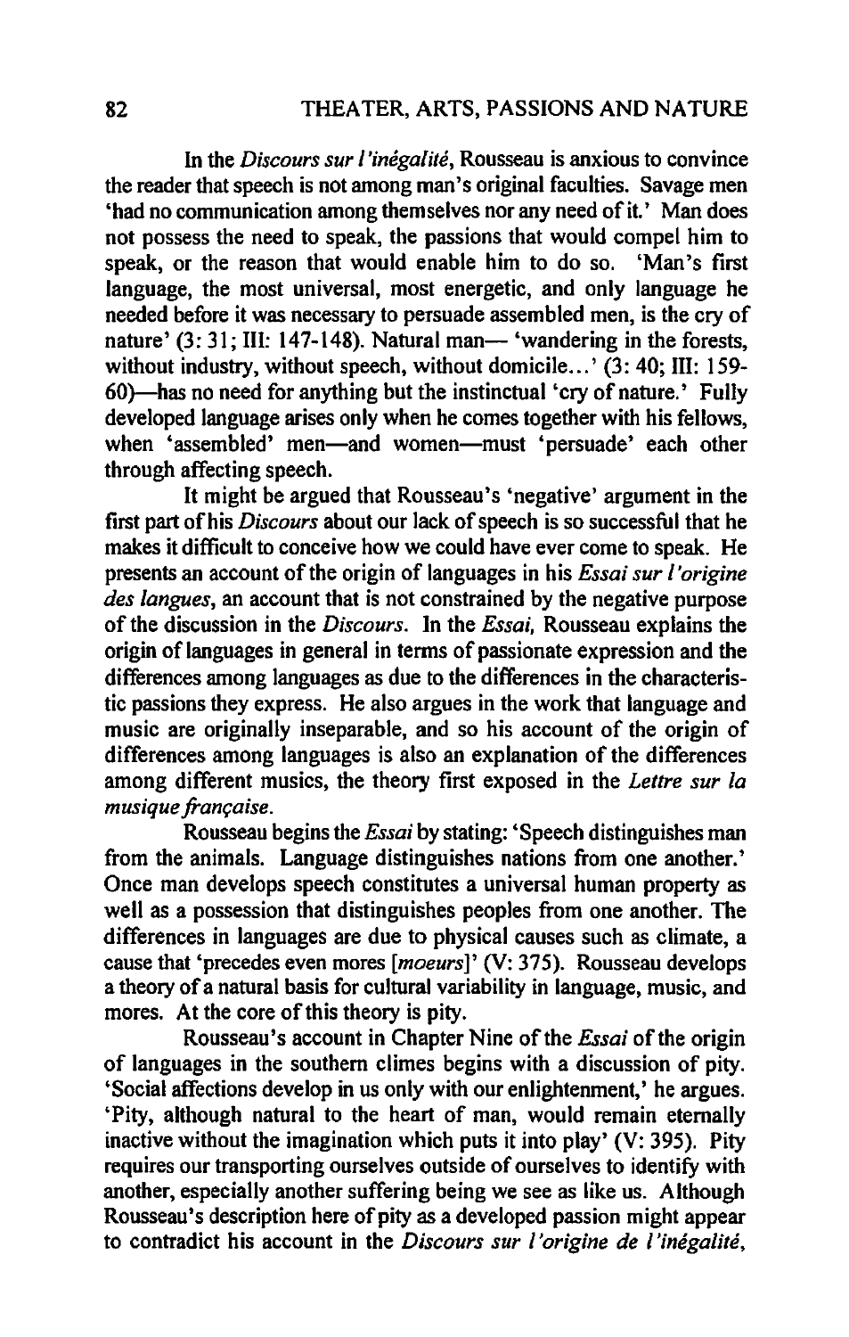In the *Discours sur l'inégalité*, Rousseau is anxious to convince the reader that speech is not among man's original faculties. Savage men 'had no communication among themselves nor any need of it.' Man does not possess the need to speak, the passions that would compel him to speak, or the reason that would enable him to do so. 'Man's first language, the most universal, most energetic, and only language he needed before it was necessary to persuade assembled men, is the cry of nature' (3: 31; III: 147-148). Natural man— 'wandering in the forests, without industry, without speech, without domicile...' (3: 40; III: 159-60)—has no need for anything but the instinctual 'cry of nature.' Fully developed language arises only when he comes together with his fellows, when 'assembled' men—and women—must 'persuade' each other through affecting speech.

It might be argued that Rousseau's 'negative' argument in the first part of his *Discours* about our lack of speech is so successful that he makes it difficult to conceive how we could have ever come to speak. He presents an account of the origin of languages in his *Essai sur l'origine des langues*, an account that is not constrained by the negative purpose of the discussion in the *Discours*. In the *Essai*, Rousseau explains the origin of languages in general in terms of passionate expression and the differences among languages as due to the differences in the characteristic passions they express. He also argues in the work that language and music are originally inseparable, and so his account of the origin of differences among languages is also an explanation of the differences among different musics, the theory first exposed in the *Lettre sur la musique française*.

Rousseau begins the *Essai* by stating: 'Speech distinguishes man from the animals. Language distinguishes nations from one another.' Once man develops speech constitutes a universal human property as well as a possession that distinguishes peoples from one another. The differences in languages are due to physical causes such as climate, a cause that 'precedes even mores [*moeurs*]' (V: 375). Rousseau develops a theory of a natural basis for cultural variability in language, music, and mores. At the core of this theory is pity.

Rousseau's account in Chapter Nine of the *Essai* of the origin of languages in the southern climes begins with a discussion of pity. 'Social affections develop in us only with our enlightenment,' he argues. 'Pity, although natural to the heart of man, would remain eternally inactive without the imagination which puts it into play' (V: 395). Pity requires our transporting ourselves outside of ourselves to identify with another, especially another suffering being we see as like us. Although Rousseau's description here of pity as a developed passion might appear to contradict his account in the *Discours sur l'origine de l'inégalité*,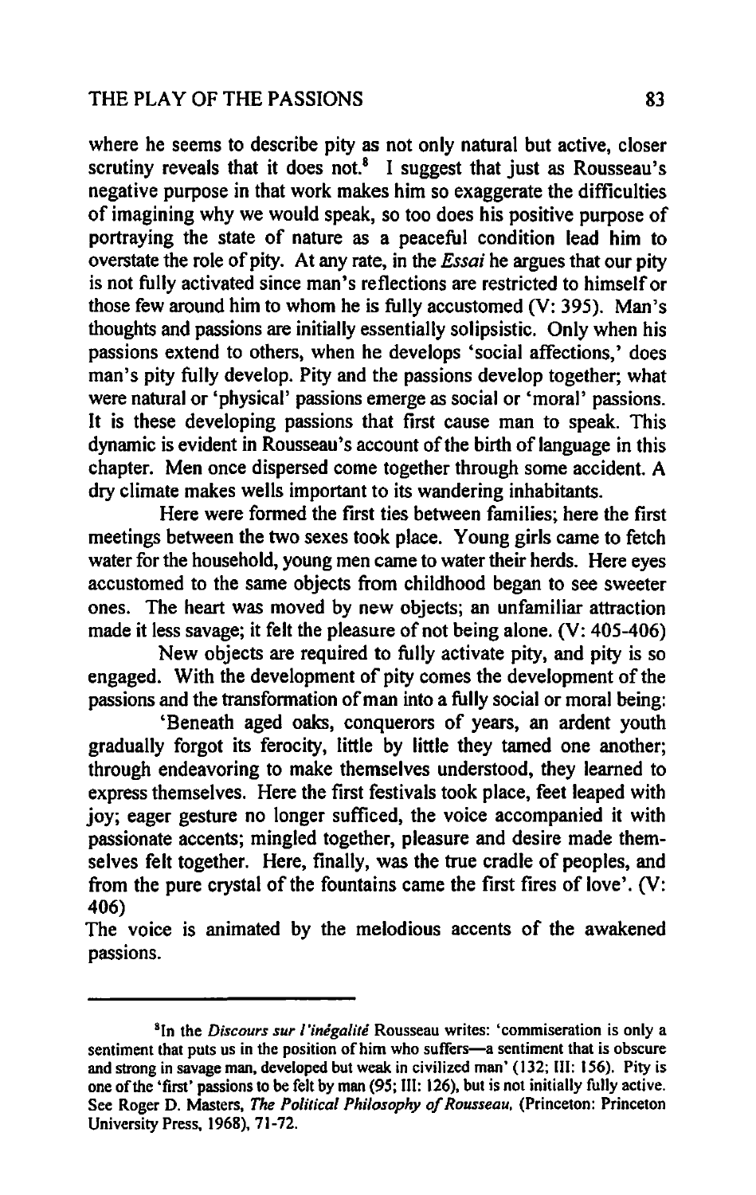where he seems to describe pity as not only natural but active, closer scrutiny reveals that it does not.[8] I suggest that just as Rousseau's negative purpose in that work makes him so exaggerate the difficulties of imagining why we would speak, so too does his positive purpose of portraying the state of nature as a peaceful condition lead him to overstate the role of pity. At any rate, in the *Essai* he argues that our pity is not fully activated since man's reflections are restricted to himself or those few around him to whom he is fully accustomed (V: 395). Man's thoughts and passions are initially essentially solipsistic. Only when his passions extend to others, when he develops 'social affections,' does man's pity fully develop. Pity and the passions develop together; what were natural or 'physical' passions emerge as social or 'moral' passions. It is these developing passions that first cause man to speak. This dynamic is evident in Rousseau's account of the birth of language in this chapter. Men once dispersed come together through some accident. A dry climate makes wells important to its wandering inhabitants.

Here were formed the first ties between families; here the first meetings between the two sexes took place. Young girls came to fetch water for the household, young men came to water their herds. Here eyes accustomed to the same objects from childhood began to see sweeter ones. The heart was moved by new objects; an unfamiliar attraction made it less savage; it felt the pleasure of not being alone. (V: 405-406)

New objects are required to fully activate pity, and pity is so engaged. With the development of pity comes the development of the passions and the transformation of man into a fully social or moral being:

'Beneath aged oaks, conquerors of years, an ardent youth gradually forgot its ferocity, little by little they tamed one another; through endeavoring to make themselves understood, they learned to express themselves. Here the first festivals took place, feet leaped with joy; eager gesture no longer sufficed, the voice accompanied it with passionate accents; mingled together, pleasure and desire made themselves felt together. Here, finally, was the true cradle of peoples, and from the pure crystal of the fountains came the first fires of love'. (V: 406)

The voice is animated by the melodious accents of the awakened passions.

---

[8] In the *Discours sur l'inégalité* Rousseau writes: 'commiseration is only a sentiment that puts us in the position of him who suffers—a sentiment that is obscure and strong in savage man, developed but weak in civilized man' (132; III: 156). Pity is one of the 'first' passions to be felt by man (95; III: 126), but is not initially fully active. See Roger D. Masters, *The Political Philosophy of Rousseau*, (Princeton: Princeton University Press, 1968), 71-72.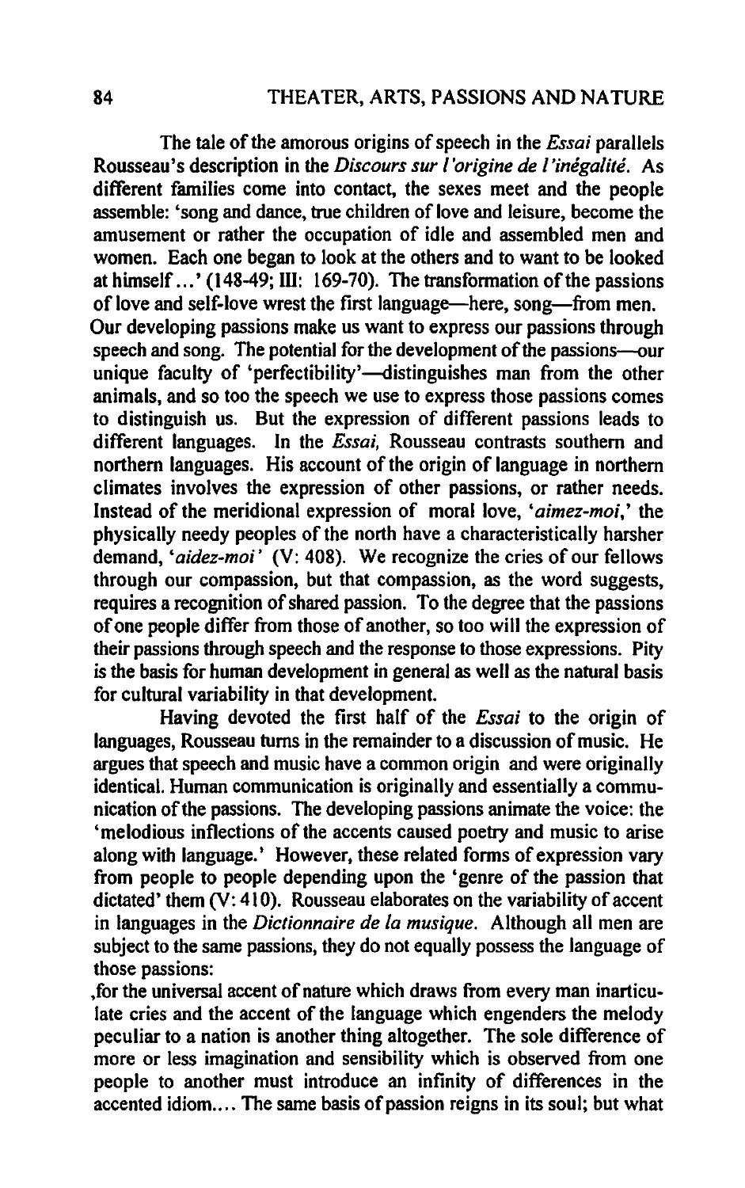The tale of the amorous origins of speech in the *Essai* parallels Rousseau's description in the *Discours sur l'origine de l'inégalité*. As different families come into contact, the sexes meet and the people assemble: 'song and dance, true children of love and leisure, become the amusement or rather the occupation of idle and assembled men and women. Each one began to look at the others and to want to be looked at himself...' (148-49; III: 169-70). The transformation of the passions of love and self-love wrest the first language—here, song—from men. Our developing passions make us want to express our passions through speech and song. The potential for the development of the passions—our unique faculty of 'perfectibility'—distinguishes man from the other animals, and so too the speech we use to express those passions comes to distinguish us. But the expression of different passions leads to different languages. In the *Essai*, Rousseau contrasts southern and northern languages. His account of the origin of language in northern climates involves the expression of other passions, or rather needs. Instead of the meridional expression of moral love, '*aimez-moi*,' the physically needy peoples of the north have a characteristically harsher demand, '*aidez-moi*' (V: 408). We recognize the cries of our fellows through our compassion, but that compassion, as the word suggests, requires a recognition of shared passion. To the degree that the passions of one people differ from those of another, so too will the expression of their passions through speech and the response to those expressions. Pity is the basis for human development in general as well as the natural basis for cultural variability in that development.

Having devoted the first half of the *Essai* to the origin of languages, Rousseau turns in the remainder to a discussion of music. He argues that speech and music have a common origin and were originally identical. Human communication is originally and essentially a communication of the passions. The developing passions animate the voice: the 'melodious inflections of the accents caused poetry and music to arise along with language.' However, these related forms of expression vary from people to people depending upon the 'genre of the passion that dictated' them (V: 410). Rousseau elaborates on the variability of accent in languages in the *Dictionnaire de la musique*. Although all men are subject to the same passions, they do not equally possess the language of those passions:

,for the universal accent of nature which draws from every man inarticulate cries and the accent of the language which engenders the melody peculiar to a nation is another thing altogether. The sole difference of more or less imagination and sensibility which is observed from one people to another must introduce an infinity of differences in the accented idiom.... The same basis of passion reigns in its soul; but what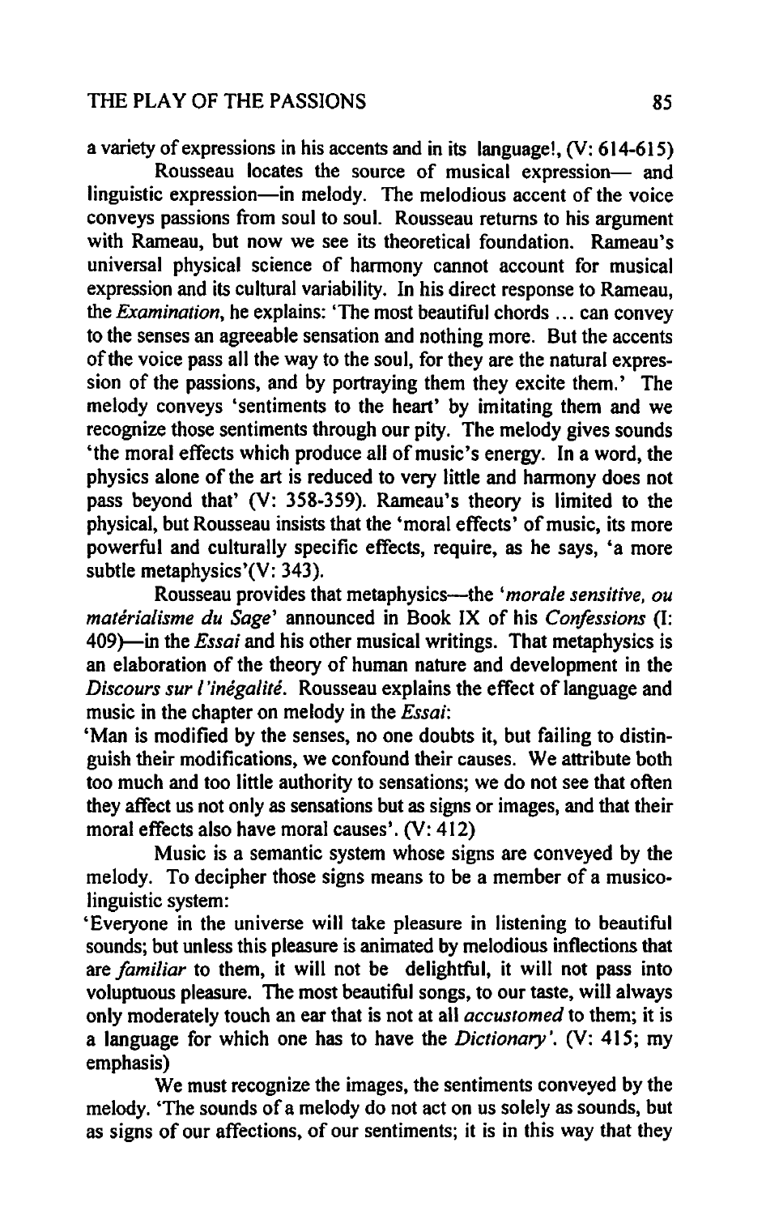a variety of expressions in his accents and in its language!, (V: 614-615)

Rousseau locates the source of musical expression— and linguistic expression—in melody. The melodious accent of the voice conveys passions from soul to soul. Rousseau returns to his argument with Rameau, but now we see its theoretical foundation. Rameau's universal physical science of harmony cannot account for musical expression and its cultural variability. In his direct response to Rameau, the *Examination*, he explains: 'The most beautiful chords ... can convey to the senses an agreeable sensation and nothing more. But the accents of the voice pass all the way to the soul, for they are the natural expression of the passions, and by portraying them they excite them.' The melody conveys 'sentiments to the heart' by imitating them and we recognize those sentiments through our pity. The melody gives sounds 'the moral effects which produce all of music's energy. In a word, the physics alone of the art is reduced to very little and harmony does not pass beyond that' (V: 358-359). Rameau's theory is limited to the physical, but Rousseau insists that the 'moral effects' of music, its more powerful and culturally specific effects, require, as he says, 'a more subtle metaphysics'(V: 343).

Rousseau provides that metaphysics—the '*morale sensitive, ou matérialisme du Sage*' announced in Book IX of his *Confessions* (I: 409)—in the *Essai* and his other musical writings. That metaphysics is an elaboration of the theory of human nature and development in the *Discours sur l'inégalité*. Rousseau explains the effect of language and music in the chapter on melody in the *Essai*:

'Man is modified by the senses, no one doubts it, but failing to distinguish their modifications, we confound their causes. We attribute both too much and too little authority to sensations; we do not see that often they affect us not only as sensations but as signs or images, and that their moral effects also have moral causes'. (V: 412)

Music is a semantic system whose signs are conveyed by the melody. To decipher those signs means to be a member of a musico-linguistic system:

'Everyone in the universe will take pleasure in listening to beautiful sounds; but unless this pleasure is animated by melodious inflections that are *familiar* to them, it will not be delightful, it will not pass into voluptuous pleasure. The most beautiful songs, to our taste, will always only moderately touch an ear that is not at all *accustomed* to them; it is a language for which one has to have the *Dictionary*'. (V: 415; my emphasis)

We must recognize the images, the sentiments conveyed by the melody. 'The sounds of a melody do not act on us solely as sounds, but as signs of our affections, of our sentiments; it is in this way that they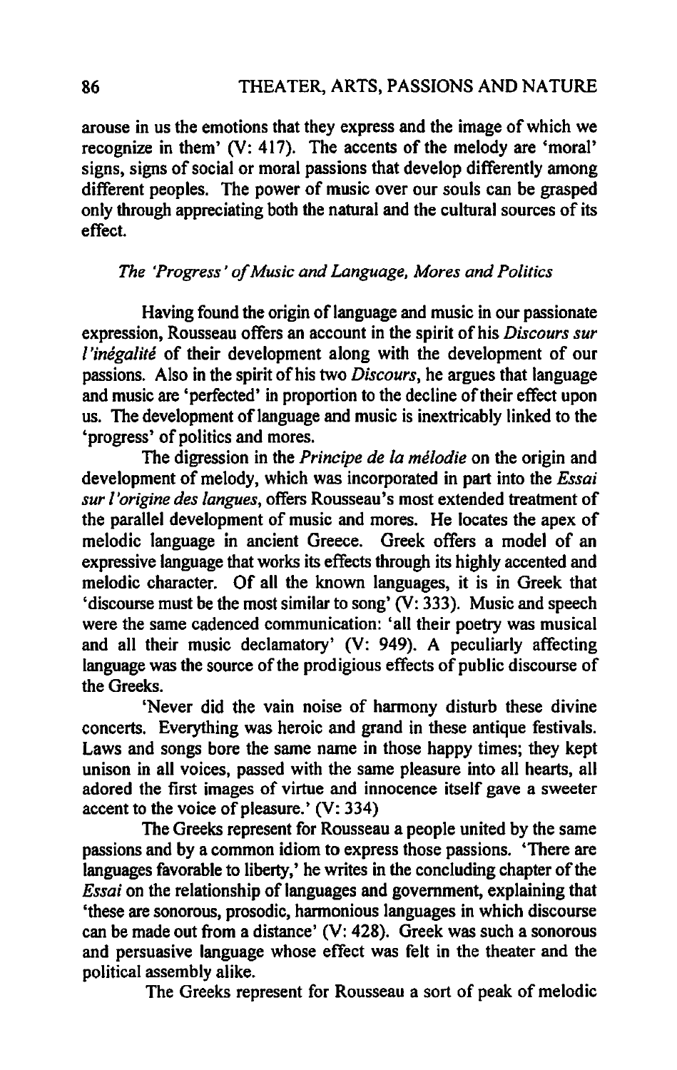arouse in us the emotions that they express and the image of which we recognize in them' (V: 417). The accents of the melody are 'moral' signs, signs of social or moral passions that develop differently among different peoples. The power of music over our souls can be grasped only through appreciating both the natural and the cultural sources of its effect.

### *The 'Progress' of Music and Language, Mores and Politics*

Having found the origin of language and music in our passionate expression, Rousseau offers an account in the spirit of his *Discours sur l'inégalité* of their development along with the development of our passions. Also in the spirit of his two *Discours*, he argues that language and music are 'perfected' in proportion to the decline of their effect upon us. The development of language and music is inextricably linked to the 'progress' of politics and mores.

The digression in the *Principe de la mélodie* on the origin and development of melody, which was incorporated in part into the *Essai sur l'origine des langues*, offers Rousseau's most extended treatment of the parallel development of music and mores. He locates the apex of melodic language in ancient Greece. Greek offers a model of an expressive language that works its effects through its highly accented and melodic character. Of all the known languages, it is in Greek that 'discourse must be the most similar to song' (V: 333). Music and speech were the same cadenced communication: 'all their poetry was musical and all their music declamatory' (V: 949). A peculiarly affecting language was the source of the prodigious effects of public discourse of the Greeks.

'Never did the vain noise of harmony disturb these divine concerts. Everything was heroic and grand in these antique festivals. Laws and songs bore the same name in those happy times; they kept unison in all voices, passed with the same pleasure into all hearts, all adored the first images of virtue and innocence itself gave a sweeter accent to the voice of pleasure.' (V: 334)

The Greeks represent for Rousseau a people united by the same passions and by a common idiom to express those passions. 'There are languages favorable to liberty,' he writes in the concluding chapter of the *Essai* on the relationship of languages and government, explaining that 'these are sonorous, prosodic, harmonious languages in which discourse can be made out from a distance' (V: 428). Greek was such a sonorous and persuasive language whose effect was felt in the theater and the political assembly alike.

The Greeks represent for Rousseau a sort of peak of melodic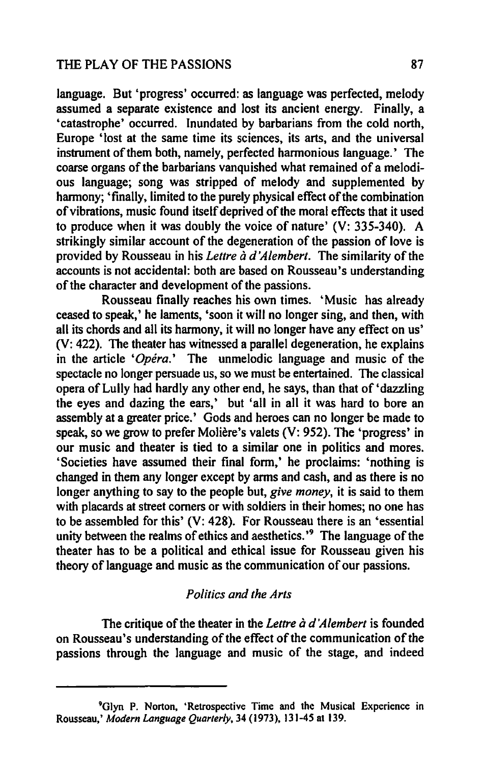language. But 'progress' occurred: as language was perfected, melody assumed a separate existence and lost its ancient energy. Finally, a 'catastrophe' occurred. Inundated by barbarians from the cold north, Europe 'lost at the same time its sciences, its arts, and the universal instrument of them both, namely, perfected harmonious language.' The coarse organs of the barbarians vanquished what remained of a melodious language; song was stripped of melody and supplemented by harmony; 'finally, limited to the purely physical effect of the combination of vibrations, music found itself deprived of the moral effects that it used to produce when it was doubly the voice of nature' (V: 335-340). A strikingly similar account of the degeneration of the passion of love is provided by Rousseau in his *Lettre à d'Alembert*. The similarity of the accounts is not accidental: both are based on Rousseau's understanding of the character and development of the passions.

Rousseau finally reaches his own times. 'Music has already ceased to speak,' he laments, 'soon it will no longer sing, and then, with all its chords and all its harmony, it will no longer have any effect on us' (V: 422). The theater has witnessed a parallel degeneration, he explains in the article '*Opéra*.' The unmelodic language and music of the spectacle no longer persuade us, so we must be entertained. The classical opera of Lully had hardly any other end, he says, than that of 'dazzling the eyes and dazing the ears,' but 'all in all it was hard to bore an assembly at a greater price.' Gods and heroes can no longer be made to speak, so we grow to prefer Molière's valets (V: 952). The 'progress' in our music and theater is tied to a similar one in politics and mores. 'Societies have assumed their final form,' he proclaims: 'nothing is changed in them any longer except by arms and cash, and as there is no longer anything to say to the people but, *give money*, it is said to them with placards at street corners or with soldiers in their homes; no one has to be assembled for this' (V: 428). For Rousseau there is an 'essential unity between the realms of ethics and aesthetics.'[9] The language of the theater has to be a political and ethical issue for Rousseau given his theory of language and music as the communication of our passions.

### *Politics and the Arts*

The critique of the theater in the *Lettre à d'Alembert* is founded on Rousseau's understanding of the effect of the communication of the passions through the language and music of the stage, and indeed

---

[9]Glyn P. Norton, 'Retrospective Time and the Musical Experience in Rousseau,' *Modern Language Quarterly*, 34 (1973), 131-45 at 139.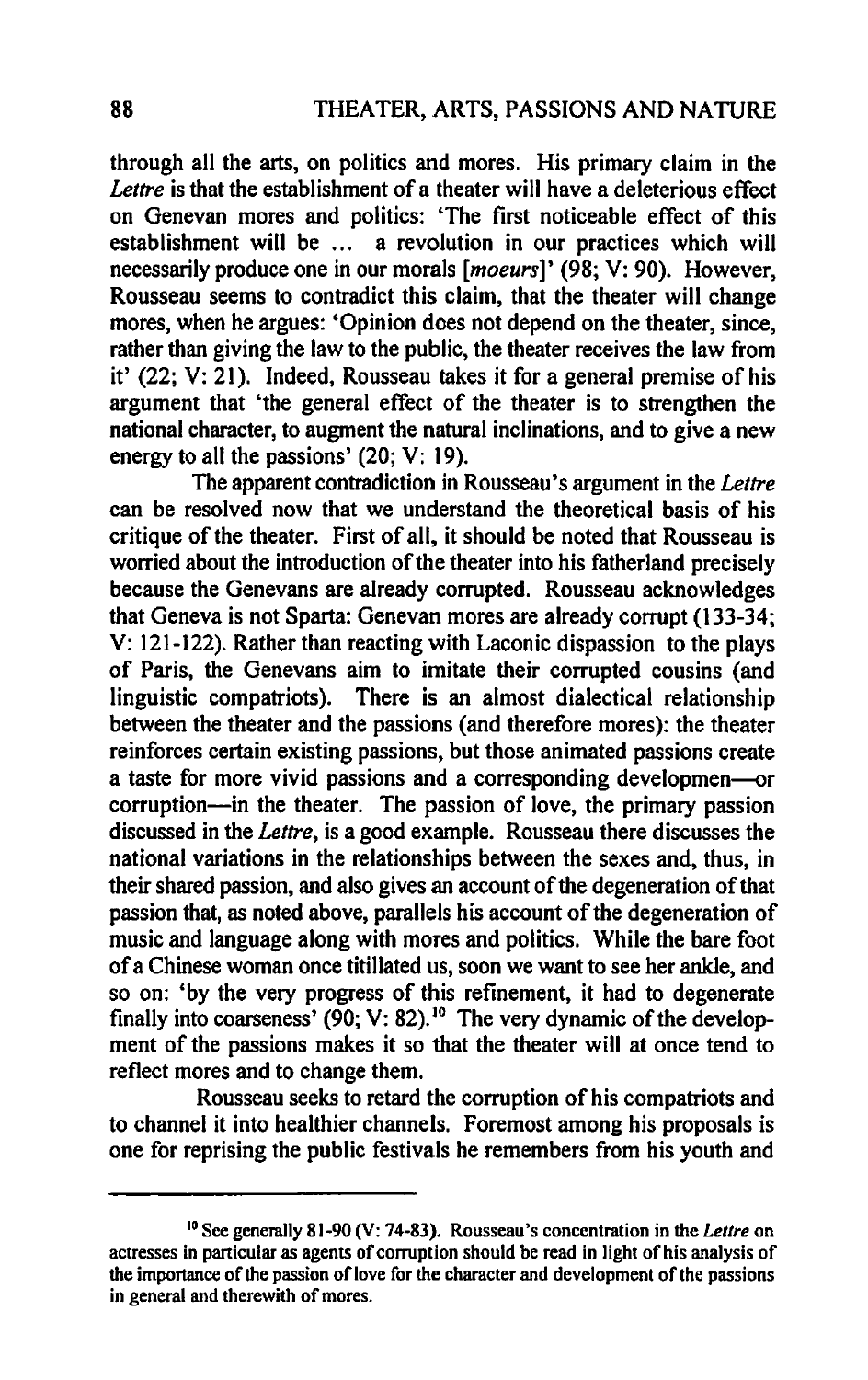through all the arts, on politics and mores. His primary claim in the *Lettre* is that the establishment of a theater will have a deleterious effect on Genevan mores and politics: 'The first noticeable effect of this establishment will be ... a revolution in our practices which will necessarily produce one in our morals [*moeurs*]' (98; V: 90). However, Rousseau seems to contradict this claim, that the theater will change mores, when he argues: 'Opinion does not depend on the theater, since, rather than giving the law to the public, the theater receives the law from it' (22; V: 21). Indeed, Rousseau takes it for a general premise of his argument that 'the general effect of the theater is to strengthen the national character, to augment the natural inclinations, and to give a new energy to all the passions' (20; V: 19).

The apparent contradiction in Rousseau's argument in the *Lettre* can be resolved now that we understand the theoretical basis of his critique of the theater. First of all, it should be noted that Rousseau is worried about the introduction of the theater into his fatherland precisely because the Genevans are already corrupted. Rousseau acknowledges that Geneva is not Sparta: Genevan mores are already corrupt (133-34; V: 121-122). Rather than reacting with Laconic dispassion to the plays of Paris, the Genevans aim to imitate their corrupted cousins (and linguistic compatriots). There is an almost dialectical relationship between the theater and the passions (and therefore mores): the theater reinforces certain existing passions, but those animated passions create a taste for more vivid passions and a corresponding developmen—or corruption—in the theater. The passion of love, the primary passion discussed in the *Lettre*, is a good example. Rousseau there discusses the national variations in the relationships between the sexes and, thus, in their shared passion, and also gives an account of the degeneration of that passion that, as noted above, parallels his account of the degeneration of music and language along with mores and politics. While the bare foot of a Chinese woman once titillated us, soon we want to see her ankle, and so on: 'by the very progress of this refinement, it had to degenerate finally into coarseness' (90; V: 82).[10] The very dynamic of the development of the passions makes it so that the theater will at once tend to reflect mores and to change them.

Rousseau seeks to retard the corruption of his compatriots and to channel it into healthier channels. Foremost among his proposals is one for reprising the public festivals he remembers from his youth and

---

[10] See generally 81-90 (V: 74-83). Rousseau's concentration in the *Lettre* on actresses in particular as agents of corruption should be read in light of his analysis of the importance of the passion of love for the character and development of the passions in general and therewith of mores.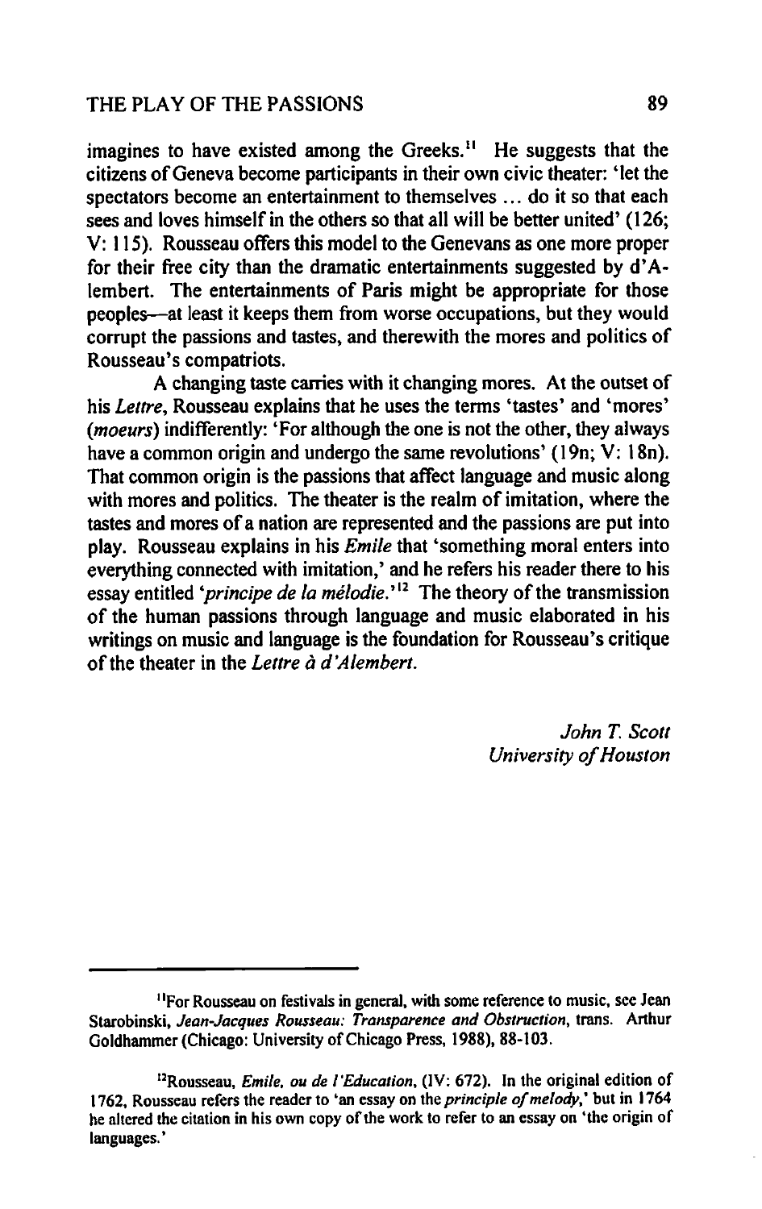imagines to have existed among the Greeks.[11] He suggests that the citizens of Geneva become participants in their own civic theater: 'let the spectators become an entertainment to themselves ... do it so that each sees and loves himself in the others so that all will be better united' (126; V: 115). Rousseau offers this model to the Genevans as one more proper for their free city than the dramatic entertainments suggested by d'Alembert. The entertainments of Paris might be appropriate for those peoples—at least it keeps them from worse occupations, but they would corrupt the passions and tastes, and therewith the mores and politics of Rousseau's compatriots.

A changing taste carries with it changing mores. At the outset of his *Lettre*, Rousseau explains that he uses the terms 'tastes' and 'mores' (*moeurs*) indifferently: 'For although the one is not the other, they always have a common origin and undergo the same revolutions' (19n; V: 18n). That common origin is the passions that affect language and music along with mores and politics. The theater is the realm of imitation, where the tastes and mores of a nation are represented and the passions are put into play. Rousseau explains in his *Emile* that 'something moral enters into everything connected with imitation,' and he refers his reader there to his essay entitled '*principe de la mélodie*.'[12] The theory of the transmission of the human passions through language and music elaborated in his writings on music and language is the foundation for Rousseau's critique of the theater in the *Lettre à d'Alembert*.

*John T. Scott*
*University of Houston*

---

[11]For Rousseau on festivals in general, with some reference to music, see Jean Starobinski, *Jean-Jacques Rousseau: Transparence and Obstruction*, trans. Arthur Goldhammer (Chicago: University of Chicago Press, 1988), 88-103.

[12]Rousseau, *Emile, ou de l'Education*, (IV: 672). In the original edition of 1762, Rousseau refers the reader to 'an essay on the *principle of melody*,' but in 1764 he altered the citation in his own copy of the work to refer to an essay on 'the origin of languages.'